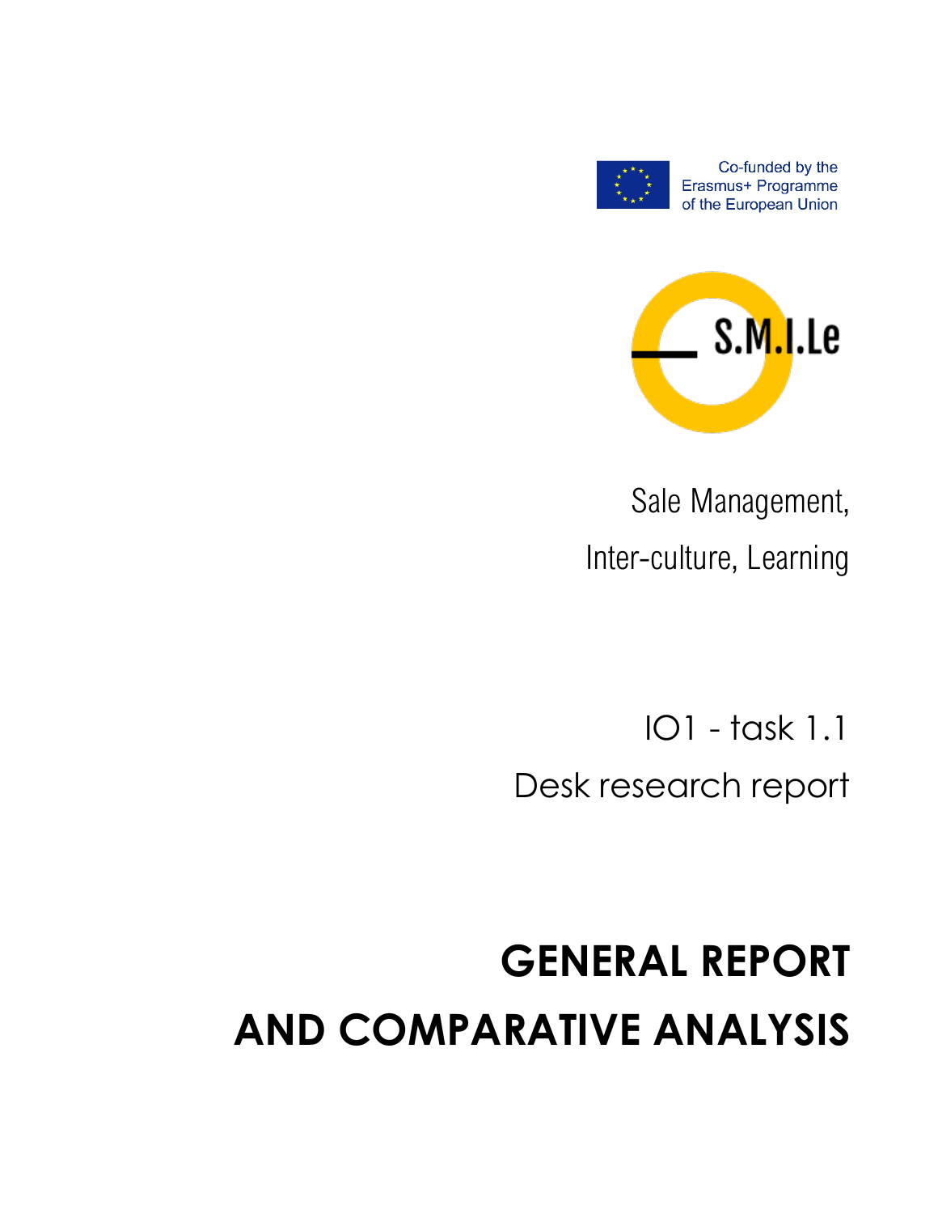Co-funded by the Erasmus+ Programme of the European Union

S.M.I.Le

Sale Management,

Inter-culture, Learning

IO1 - task 1.1

Desk research report

# GENERAL REPORT AND COMPARATIVE ANALYSIS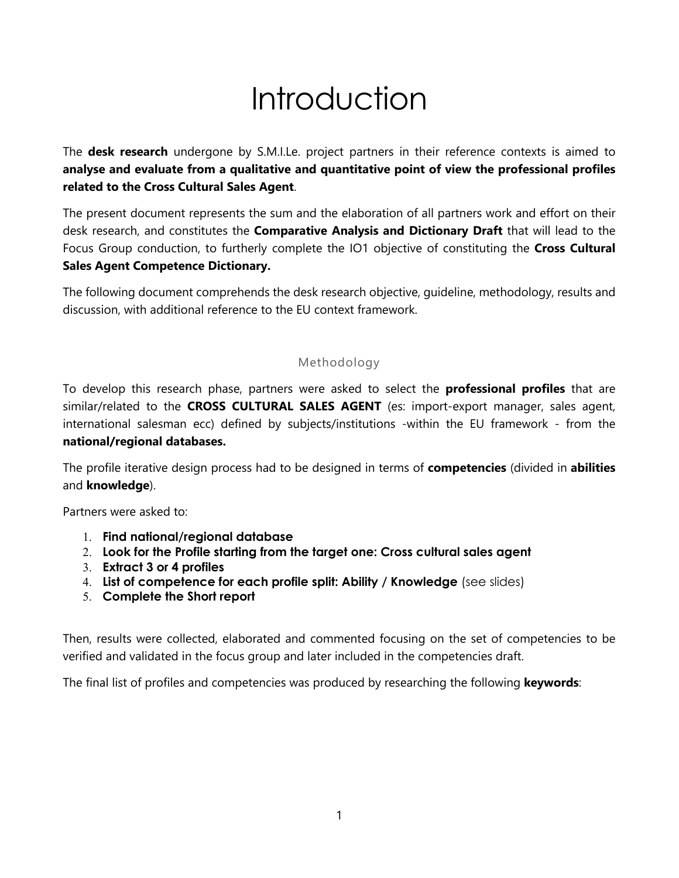# Introduction

The **desk research** undergone by S.M.I.Le. project partners in their reference contexts is aimed to **analyse and evaluate from a qualitative and quantitative point of view the professional profiles related to the Cross Cultural Sales Agent**.

The present document represents the sum and the elaboration of all partners work and effort on their desk research, and constitutes the **Comparative Analysis and Dictionary Draft** that will lead to the Focus Group conduction, to furtherly complete the IO1 objective of constituting the **Cross Cultural Sales Agent Competence Dictionary.**

The following document comprehends the desk research objective, guideline, methodology, results and discussion, with additional reference to the EU context framework.

## Methodology

To develop this research phase, partners were asked to select the **professional profiles** that are similar/related to the **CROSS CULTURAL SALES AGENT** (es: import-export manager, sales agent, international salesman ecc) defined by subjects/institutions -within the EU framework - from the **national/regional databases.**

The profile iterative design process had to be designed in terms of **competencies** (divided in **abilities** and **knowledge**).

Partners were asked to:

1. **Find national/regional database**
2. **Look for the Profile starting from the target one: Cross cultural sales agent**
3. **Extract 3 or 4 profiles**
4. **List of competence for each profile split: Ability / Knowledge** (see slides)
5. **Complete the Short report**

Then, results were collected, elaborated and commented focusing on the set of competencies to be verified and validated in the focus group and later included in the competencies draft.

The final list of profiles and competencies was produced by researching the following **keywords**: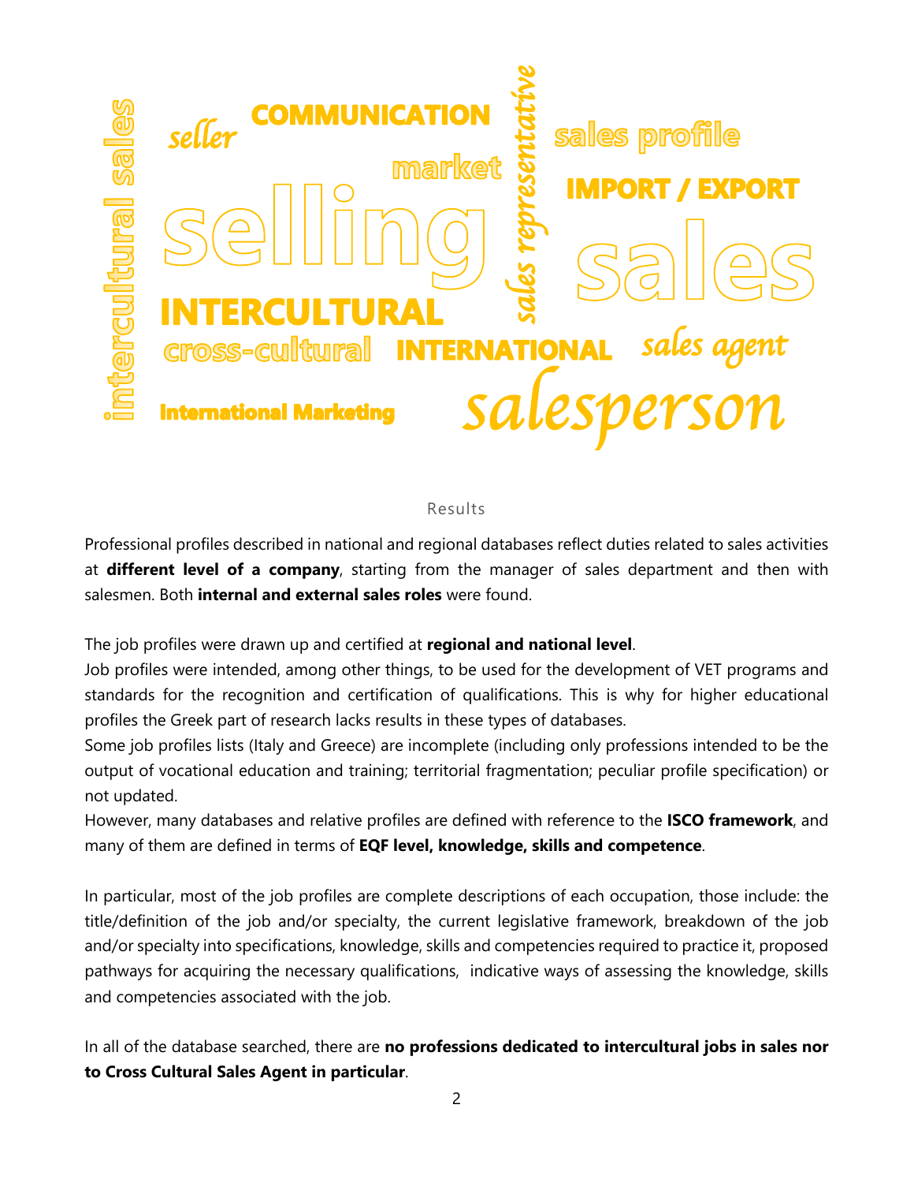## Results

Professional profiles described in national and regional databases reflect duties related to sales activities at **different level of a company**, starting from the manager of sales department and then with salesmen. Both **internal and external sales roles** were found.

The job profiles were drawn up and certified at **regional and national level**.

Job profiles were intended, among other things, to be used for the development of VET programs and standards for the recognition and certification of qualifications. This is why for higher educational profiles the Greek part of research lacks results in these types of databases.

Some job profiles lists (Italy and Greece) are incomplete (including only professions intended to be the output of vocational education and training; territorial fragmentation; peculiar profile specification) or not updated.

However, many databases and relative profiles are defined with reference to the **ISCO framework**, and many of them are defined in terms of **EQF level, knowledge, skills and competence**.

In particular, most of the job profiles are complete descriptions of each occupation, those include: the title/definition of the job and/or specialty, the current legislative framework, breakdown of the job and/or specialty into specifications, knowledge, skills and competencies required to practice it, proposed pathways for acquiring the necessary qualifications, indicative ways of assessing the knowledge, skills and competencies associated with the job.

In all of the database searched, there are **no professions dedicated to intercultural jobs in sales nor to Cross Cultural Sales Agent in particular**.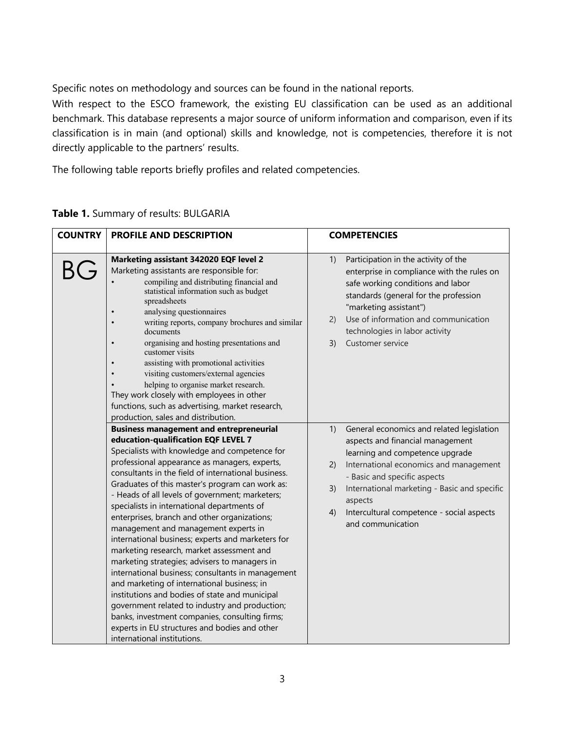Specific notes on methodology and sources can be found in the national reports.

With respect to the ESCO framework, the existing EU classification can be used as an additional benchmark. This database represents a major source of uniform information and comparison, even if its classification is in main (and optional) skills and knowledge, not is competencies, therefore it is not directly applicable to the partners' results.

The following table reports briefly profiles and related competencies.

**Table 1.** Summary of results: BULGARIA

| COUNTRY | PROFILE AND DESCRIPTION | COMPETENCIES |
|---|---|---|
| BG | **Marketing assistant 342020 EQF level 2**<br>Marketing assistants are responsible for:<br>• compiling and distributing financial and statistical information such as budget spreadsheets<br>• analysing questionnaires<br>• writing reports, company brochures and similar documents<br>• organising and hosting presentations and customer visits<br>• assisting with promotional activities<br>• visiting customers/external agencies<br>• helping to organise market research.<br>They work closely with employees in other functions, such as advertising, market research, production, sales and distribution. | 1) Participation in the activity of the enterprise in compliance with the rules on safe working conditions and labor standards (general for the profession "marketing assistant")<br>2) Use of information and communication technologies in labor activity<br>3) Customer service |
| | **Business management and entrepreneurial education-qualification EQF LEVEL 7**<br>Specialists with knowledge and competence for professional appearance as managers, experts, consultants in the field of international business. Graduates of this master's program can work as:<br>- Heads of all levels of government; marketers; specialists in international departments of enterprises, branch and other organizations; management and management experts in international business; experts and marketers for marketing research, market assessment and marketing strategies; advisers to managers in international business; consultants in management and marketing of international business; in institutions and bodies of state and municipal government related to industry and production; banks, investment companies, consulting firms; experts in EU structures and bodies and other international institutions. | 1) General economics and related legislation aspects and financial management learning and competence upgrade<br>2) International economics and management - Basic and specific aspects<br>3) International marketing - Basic and specific aspects<br>4) Intercultural competence - social aspects and communication |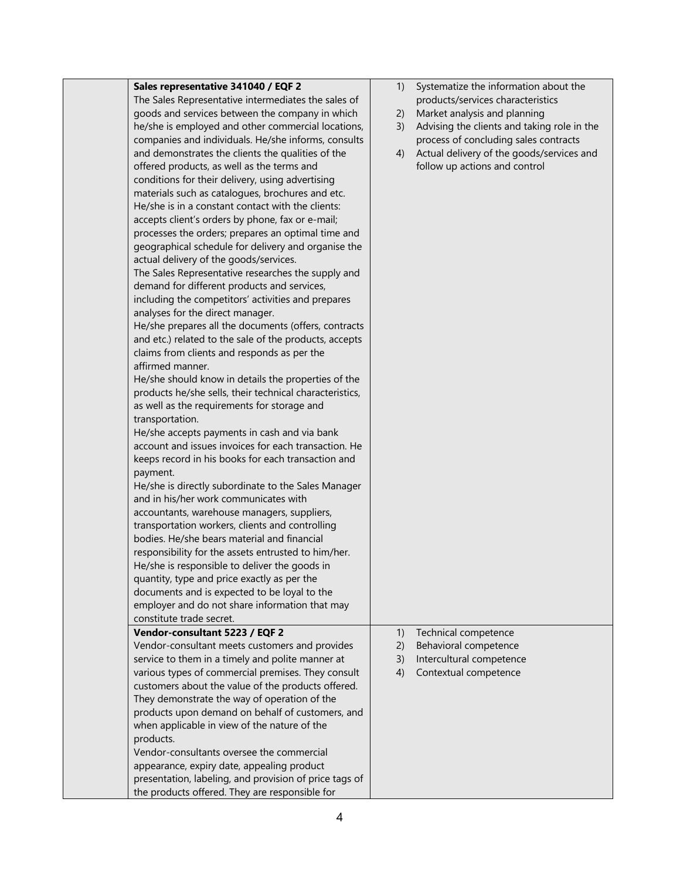| | | |
|---|---|---|
| | **Sales representative 341040 / EQF 2**<br>The Sales Representative intermediates the sales of goods and services between the company in which he/she is employed and other commercial locations, companies and individuals. He/she informs, consults and demonstrates the clients the qualities of the offered products, as well as the terms and conditions for their delivery, using advertising materials such as catalogues, brochures and etc.<br>He/she is in a constant contact with the clients: accepts client's orders by phone, fax or e-mail; processes the orders; prepares an optimal time and geographical schedule for delivery and organise the actual delivery of the goods/services.<br>The Sales Representative researches the supply and demand for different products and services, including the competitors' activities and prepares analyses for the direct manager.<br>He/she prepares all the documents (offers, contracts and etc.) related to the sale of the products, accepts claims from clients and responds as per the affirmed manner.<br>He/she should know in details the properties of the products he/she sells, their technical characteristics, as well as the requirements for storage and transportation.<br>He/she accepts payments in cash and via bank account and issues invoices for each transaction. He keeps record in his books for each transaction and payment.<br>He/she is directly subordinate to the Sales Manager and in his/her work communicates with accountants, warehouse managers, suppliers, transportation workers, clients and controlling bodies. He/she bears material and financial responsibility for the assets entrusted to him/her.<br>He/she is responsible to deliver the goods in quantity, type and price exactly as per the documents and is expected to be loyal to the employer and do not share information that may constitute trade secret. | 1) Systematize the information about the products/services characteristics<br>2) Market analysis and planning<br>3) Advising the clients and taking role in the process of concluding sales contracts<br>4) Actual delivery of the goods/services and follow up actions and control |
| | **Vendor-consultant 5223 / EQF 2**<br>Vendor-consultant meets customers and provides service to them in a timely and polite manner at various types of commercial premises. They consult customers about the value of the products offered. They demonstrate the way of operation of the products upon demand on behalf of customers, and when applicable in view of the nature of the products.<br>Vendor-consultants oversee the commercial appearance, expiry date, appealing product presentation, labeling, and provision of price tags of the products offered. They are responsible for | 1) Technical competence<br>2) Behavioral competence<br>3) Intercultural competence<br>4) Contextual competence |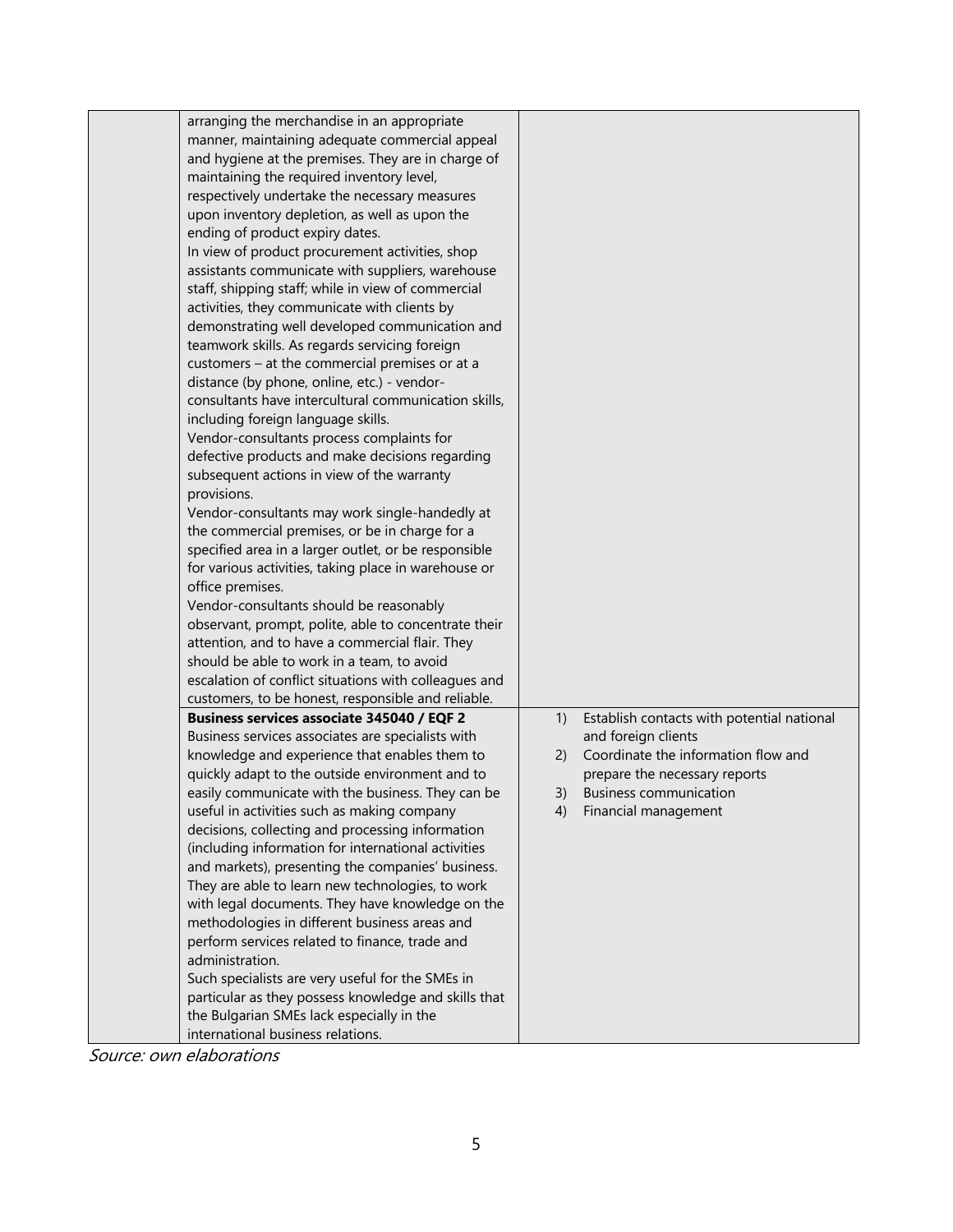| | | |
|---|---|---|
| | arranging the merchandise in an appropriate manner, maintaining adequate commercial appeal and hygiene at the premises. They are in charge of maintaining the required inventory level, respectively undertake the necessary measures upon inventory depletion, as well as upon the ending of product expiry dates.<br>In view of product procurement activities, shop assistants communicate with suppliers, warehouse staff, shipping staff; while in view of commercial activities, they communicate with clients by demonstrating well developed communication and teamwork skills. As regards servicing foreign customers – at the commercial premises or at a distance (by phone, online, etc.) - vendor-consultants have intercultural communication skills, including foreign language skills.<br>Vendor-consultants process complaints for defective products and make decisions regarding subsequent actions in view of the warranty provisions.<br>Vendor-consultants may work single-handedly at the commercial premises, or be in charge for a specified area in a larger outlet, or be responsible for various activities, taking place in warehouse or office premises.<br>Vendor-consultants should be reasonably observant, prompt, polite, able to concentrate their attention, and to have a commercial flair. They should be able to work in a team, to avoid escalation of conflict situations with colleagues and customers, to be honest, responsible and reliable. | |
| | **Business services associate 345040 / EQF 2**<br>Business services associates are specialists with knowledge and experience that enables them to quickly adapt to the outside environment and to easily communicate with the business. They can be useful in activities such as making company decisions, collecting and processing information (including information for international activities and markets), presenting the companies' business. They are able to learn new technologies, to work with legal documents. They have knowledge on the methodologies in different business areas and perform services related to finance, trade and administration.<br>Such specialists are very useful for the SMEs in particular as they possess knowledge and skills that the Bulgarian SMEs lack especially in the international business relations. | 1) Establish contacts with potential national and foreign clients<br>2) Coordinate the information flow and prepare the necessary reports<br>3) Business communication<br>4) Financial management |

*Source: own elaborations*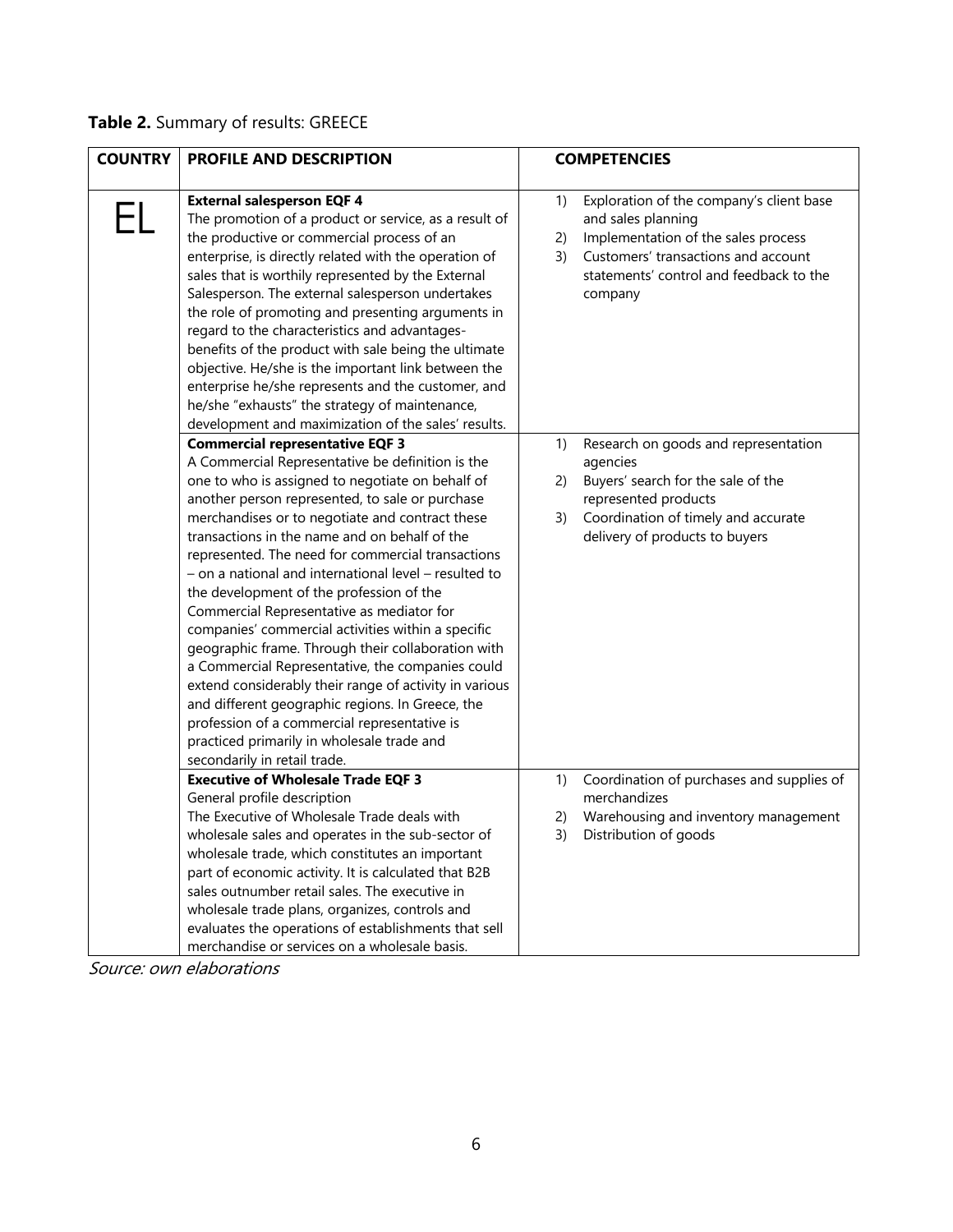**Table 2.** Summary of results: GREECE

| COUNTRY | PROFILE AND DESCRIPTION | COMPETENCIES |
|---|---|---|
| EL | **External salesperson EQF 4**<br>The promotion of a product or service, as a result of the productive or commercial process of an enterprise, is directly related with the operation of sales that is worthily represented by the External Salesperson. The external salesperson undertakes the role of promoting and presenting arguments in regard to the characteristics and advantages-benefits of the product with sale being the ultimate objective. He/she is the important link between the enterprise he/she represents and the customer, and he/she "exhausts" the strategy of maintenance, development and maximization of the sales' results. | 1) Exploration of the company's client base and sales planning<br>2) Implementation of the sales process<br>3) Customers' transactions and account statements' control and feedback to the company |
| | **Commercial representative EQF 3**<br>A Commercial Representative be definition is the one to who is assigned to negotiate on behalf of another person represented, to sale or purchase merchandises or to negotiate and contract these transactions in the name and on behalf of the represented. The need for commercial transactions – on a national and international level – resulted to the development of the profession of the Commercial Representative as mediator for companies' commercial activities within a specific geographic frame. Through their collaboration with a Commercial Representative, the companies could extend considerably their range of activity in various and different geographic regions. In Greece, the profession of a commercial representative is practiced primarily in wholesale trade and secondarily in retail trade. | 1) Research on goods and representation agencies<br>2) Buyers' search for the sale of the represented products<br>3) Coordination of timely and accurate delivery of products to buyers |
| | **Executive of Wholesale Trade EQF 3**<br>General profile description<br>The Executive of Wholesale Trade deals with wholesale sales and operates in the sub-sector of wholesale trade, which constitutes an important part of economic activity. It is calculated that B2B sales outnumber retail sales. The executive in wholesale trade plans, organizes, controls and evaluates the operations of establishments that sell merchandise or services on a wholesale basis. | 1) Coordination of purchases and supplies of merchandizes<br>2) Warehousing and inventory management<br>3) Distribution of goods |

*Source: own elaborations*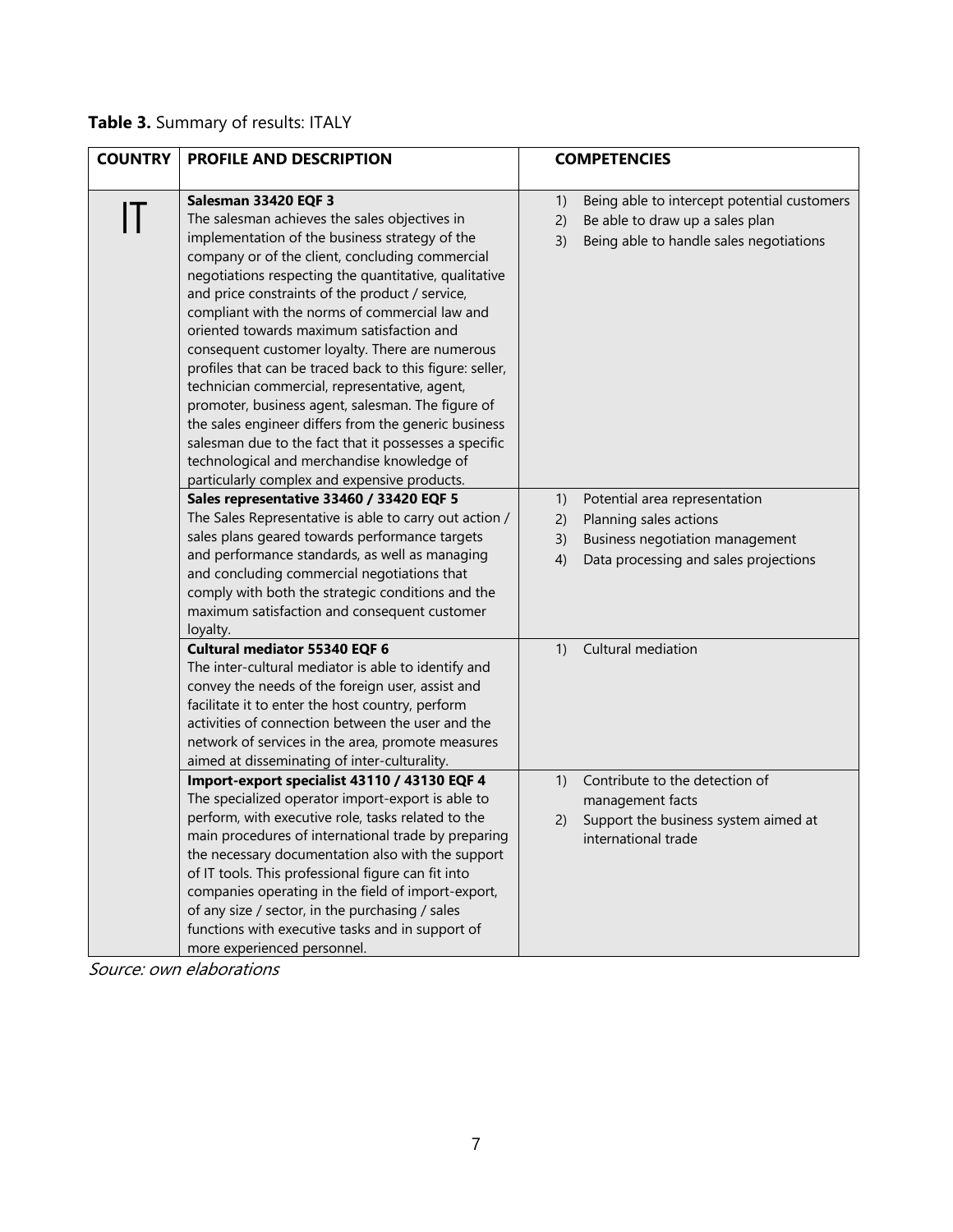**Table 3.** Summary of results: ITALY

| COUNTRY | PROFILE AND DESCRIPTION | COMPETENCIES |
|---|---|---|
| IT | **Salesman 33420 EQF 3**<br>The salesman achieves the sales objectives in implementation of the business strategy of the company or of the client, concluding commercial negotiations respecting the quantitative, qualitative and price constraints of the product / service, compliant with the norms of commercial law and oriented towards maximum satisfaction and consequent customer loyalty. There are numerous profiles that can be traced back to this figure: seller, technician commercial, representative, agent, promoter, business agent, salesman. The figure of the sales engineer differs from the generic business salesman due to the fact that it possesses a specific technological and merchandise knowledge of particularly complex and expensive products. | 1) Being able to intercept potential customers<br>2) Be able to draw up a sales plan<br>3) Being able to handle sales negotiations |
| | **Sales representative 33460 / 33420 EQF 5**<br>The Sales Representative is able to carry out action / sales plans geared towards performance targets and performance standards, as well as managing and concluding commercial negotiations that comply with both the strategic conditions and the maximum satisfaction and consequent customer loyalty. | 1) Potential area representation<br>2) Planning sales actions<br>3) Business negotiation management<br>4) Data processing and sales projections |
| | **Cultural mediator 55340 EQF 6**<br>The inter-cultural mediator is able to identify and convey the needs of the foreign user, assist and facilitate it to enter the host country, perform activities of connection between the user and the network of services in the area, promote measures aimed at disseminating of inter-culturality. | 1) Cultural mediation |
| | **Import-export specialist 43110 / 43130 EQF 4**<br>The specialized operator import-export is able to perform, with executive role, tasks related to the main procedures of international trade by preparing the necessary documentation also with the support of IT tools. This professional figure can fit into companies operating in the field of import-export, of any size / sector, in the purchasing / sales functions with executive tasks and in support of more experienced personnel. | 1) Contribute to the detection of management facts<br>2) Support the business system aimed at international trade |

*Source: own elaborations*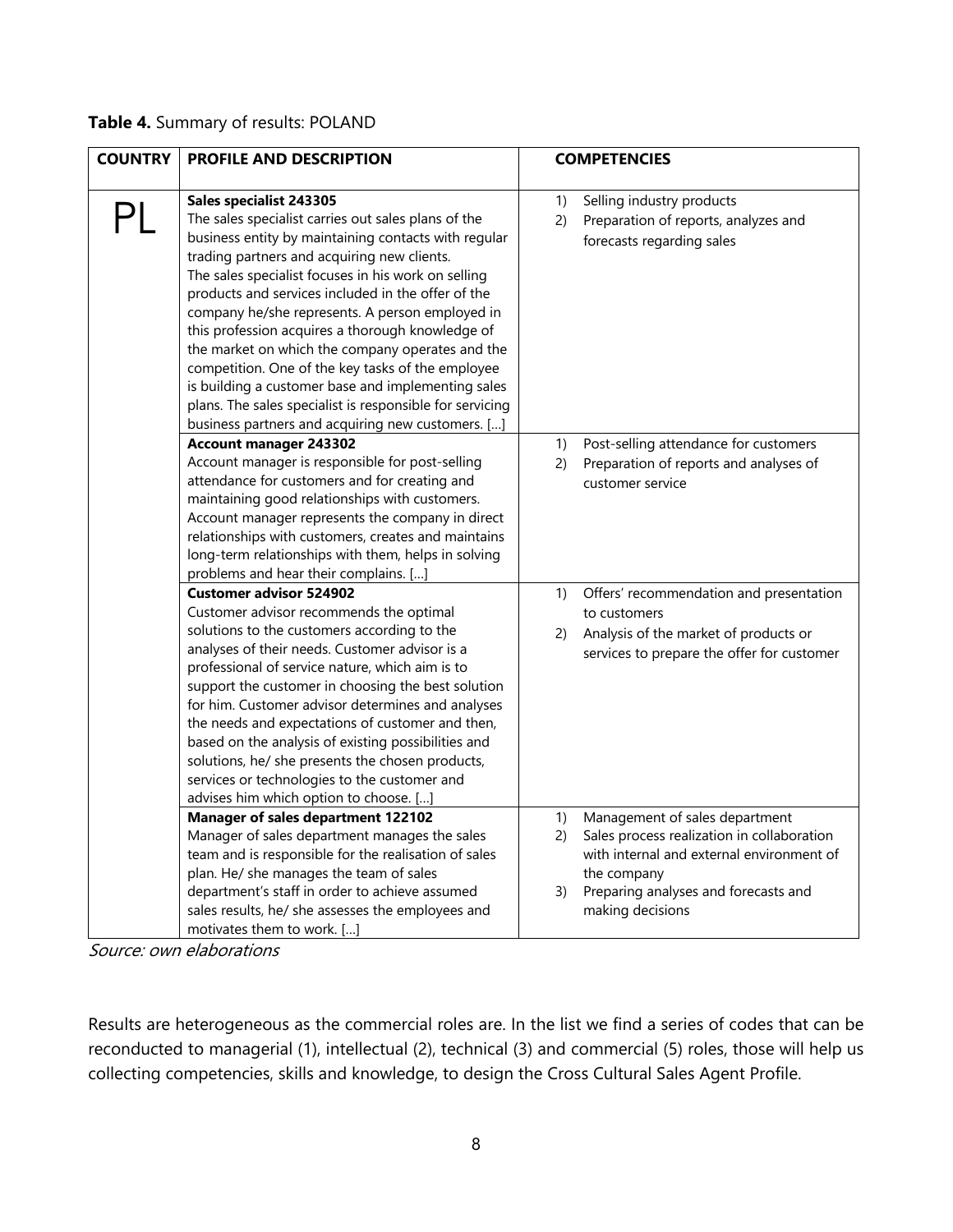**Table 4.** Summary of results: POLAND

| COUNTRY | PROFILE AND DESCRIPTION | COMPETENCIES |
|---|---|---|
| PL | **Sales specialist 243305**<br>The sales specialist carries out sales plans of the business entity by maintaining contacts with regular trading partners and acquiring new clients.<br>The sales specialist focuses in his work on selling products and services included in the offer of the company he/she represents. A person employed in this profession acquires a thorough knowledge of the market on which the company operates and the competition. One of the key tasks of the employee is building a customer base and implementing sales plans. The sales specialist is responsible for servicing business partners and acquiring new customers. […] | 1) Selling industry products<br>2) Preparation of reports, analyzes and forecasts regarding sales |
| | **Account manager 243302**<br>Account manager is responsible for post-selling attendance for customers and for creating and maintaining good relationships with customers. Account manager represents the company in direct relationships with customers, creates and maintains long-term relationships with them, helps in solving problems and hear their complains. […] | 1) Post-selling attendance for customers<br>2) Preparation of reports and analyses of customer service |
| | **Customer advisor 524902**<br>Customer advisor recommends the optimal solutions to the customers according to the analyses of their needs. Customer advisor is a professional of service nature, which aim is to support the customer in choosing the best solution for him. Customer advisor determines and analyses the needs and expectations of customer and then, based on the analysis of existing possibilities and solutions, he/ she presents the chosen products, services or technologies to the customer and advises him which option to choose. […] | 1) Offers' recommendation and presentation to customers<br>2) Analysis of the market of products or services to prepare the offer for customer |
| | **Manager of sales department 122102**<br>Manager of sales department manages the sales team and is responsible for the realisation of sales plan. He/ she manages the team of sales department's staff in order to achieve assumed sales results, he/ she assesses the employees and motivates them to work. […] | 1) Management of sales department<br>2) Sales process realization in collaboration with internal and external environment of the company<br>3) Preparing analyses and forecasts and making decisions |

*Source: own elaborations*

Results are heterogeneous as the commercial roles are. In the list we find a series of codes that can be reconducted to managerial (1), intellectual (2), technical (3) and commercial (5) roles, those will help us collecting competencies, skills and knowledge, to design the Cross Cultural Sales Agent Profile.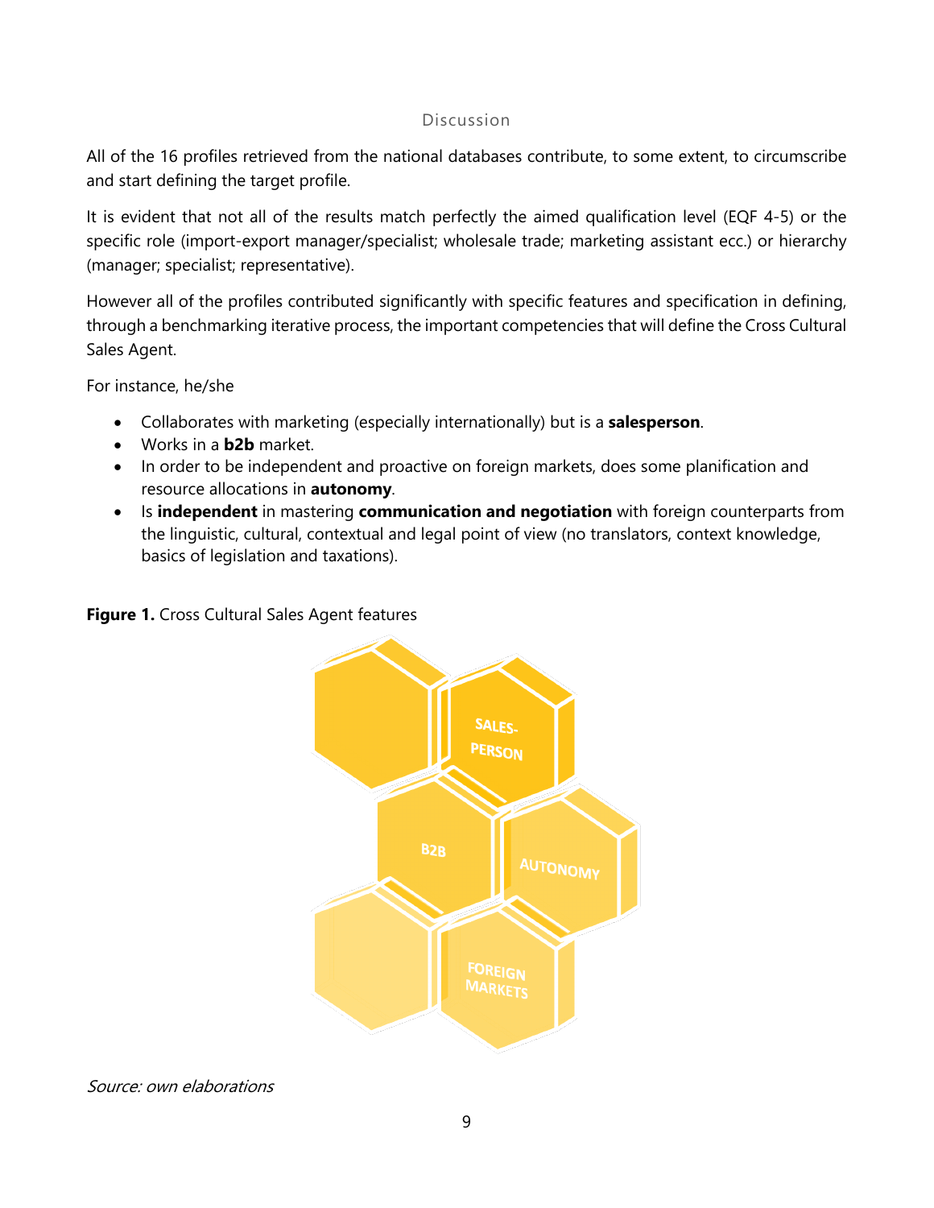## Discussion

All of the 16 profiles retrieved from the national databases contribute, to some extent, to circumscribe and start defining the target profile.

It is evident that not all of the results match perfectly the aimed qualification level (EQF 4-5) or the specific role (import-export manager/specialist; wholesale trade; marketing assistant ecc.) or hierarchy (manager; specialist; representative).

However all of the profiles contributed significantly with specific features and specification in defining, through a benchmarking iterative process, the important competencies that will define the Cross Cultural Sales Agent.

For instance, he/she

- Collaborates with marketing (especially internationally) but is a **salesperson**.
- Works in a **b2b** market.
- In order to be independent and proactive on foreign markets, does some planification and resource allocations in **autonomy**.
- Is **independent** in mastering **communication and negotiation** with foreign counterparts from the linguistic, cultural, contextual and legal point of view (no translators, context knowledge, basics of legislation and taxations).

**Figure 1.** Cross Cultural Sales Agent features

SALES-PERSON

B2B

AUTONOMY

FOREIGN MARKETS

*Source: own elaborations*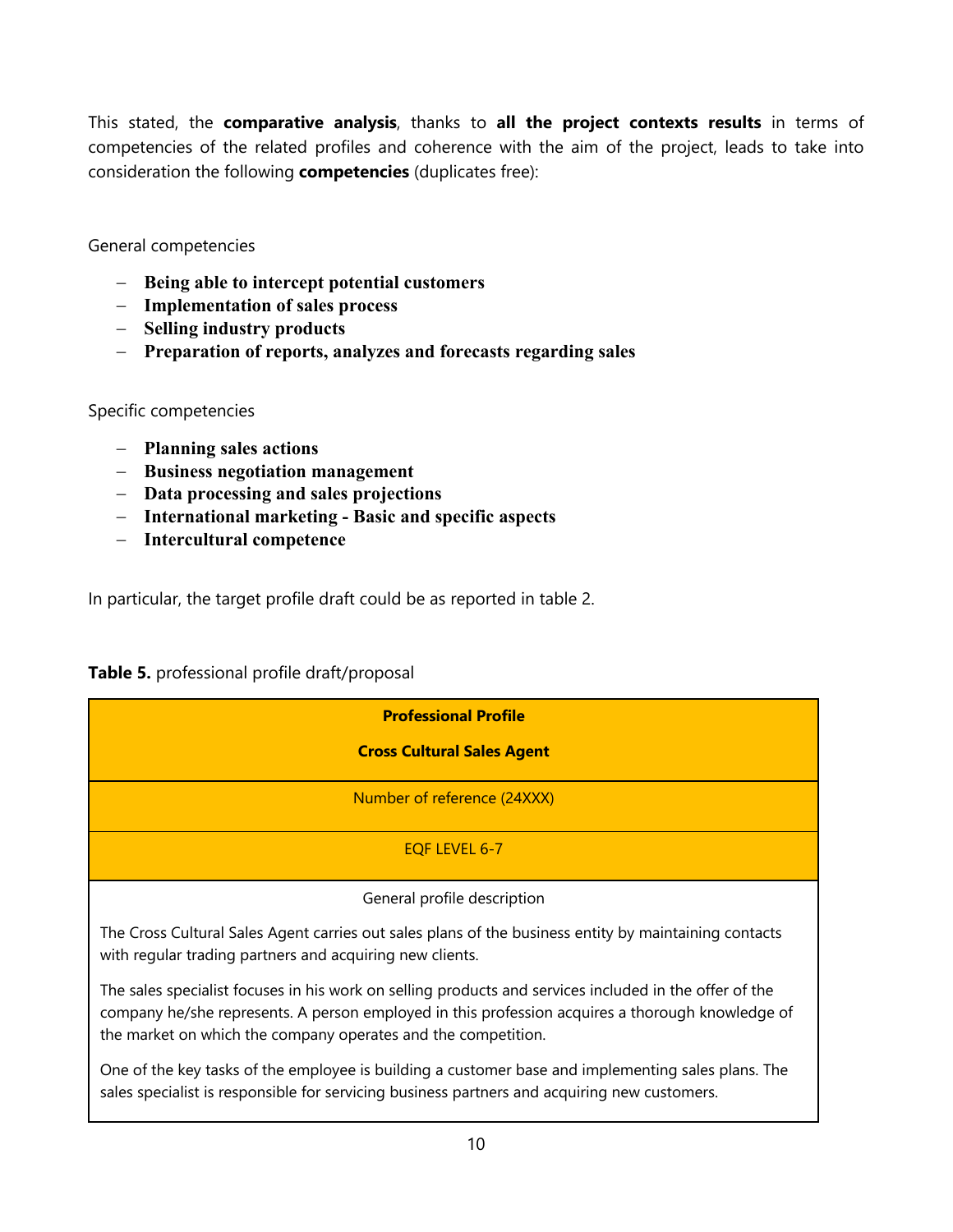This stated, the **comparative analysis**, thanks to **all the project contexts results** in terms of competencies of the related profiles and coherence with the aim of the project, leads to take into consideration the following **competencies** (duplicates free):

General competencies

- **Being able to intercept potential customers**
- **Implementation of sales process**
- **Selling industry products**
- **Preparation of reports, analyzes and forecasts regarding sales**

Specific competencies

- **Planning sales actions**
- **Business negotiation management**
- **Data processing and sales projections**
- **International marketing - Basic and specific aspects**
- **Intercultural competence**

In particular, the target profile draft could be as reported in table 2.

**Table 5.** professional profile draft/proposal

| **Professional Profile**<br><br>**Cross Cultural Sales Agent** |
|---|
| Number of reference (24XXX) |
| EQF LEVEL 6-7 |
| General profile description |
| The Cross Cultural Sales Agent carries out sales plans of the business entity by maintaining contacts with regular trading partners and acquiring new clients.<br><br>The sales specialist focuses in his work on selling products and services included in the offer of the company he/she represents. A person employed in this profession acquires a thorough knowledge of the market on which the company operates and the competition.<br><br>One of the key tasks of the employee is building a customer base and implementing sales plans. The sales specialist is responsible for servicing business partners and acquiring new customers. |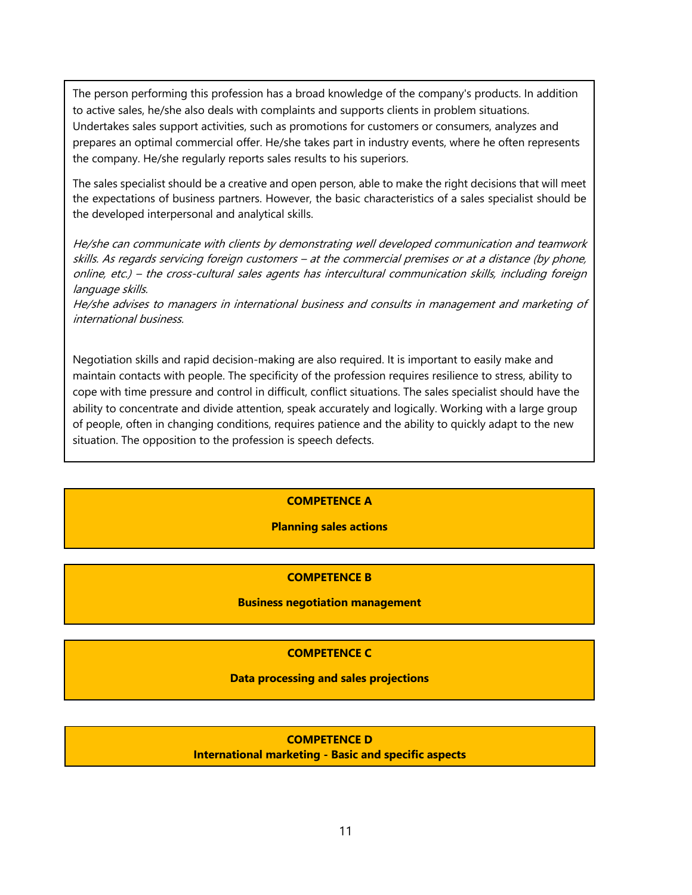The person performing this profession has a broad knowledge of the company's products. In addition to active sales, he/she also deals with complaints and supports clients in problem situations. Undertakes sales support activities, such as promotions for customers or consumers, analyzes and prepares an optimal commercial offer. He/she takes part in industry events, where he often represents the company. He/she regularly reports sales results to his superiors.

The sales specialist should be a creative and open person, able to make the right decisions that will meet the expectations of business partners. However, the basic characteristics of a sales specialist should be the developed interpersonal and analytical skills.

*He/she can communicate with clients by demonstrating well developed communication and teamwork skills. As regards servicing foreign customers – at the commercial premises or at a distance (by phone, online, etc.) – the cross-cultural sales agents has intercultural communication skills, including foreign language skills.*
*He/she advises to managers in international business and consults in management and marketing of international business.*

Negotiation skills and rapid decision-making are also required. It is important to easily make and maintain contacts with people. The specificity of the profession requires resilience to stress, ability to cope with time pressure and control in difficult, conflict situations. The sales specialist should have the ability to concentrate and divide attention, speak accurately and logically. Working with a large group of people, often in changing conditions, requires patience and the ability to quickly adapt to the new situation. The opposition to the profession is speech defects.

**COMPETENCE A**

**Planning sales actions**

**COMPETENCE B**

**Business negotiation management**

**COMPETENCE C**

**Data processing and sales projections**

**COMPETENCE D**
**International marketing - Basic and specific aspects**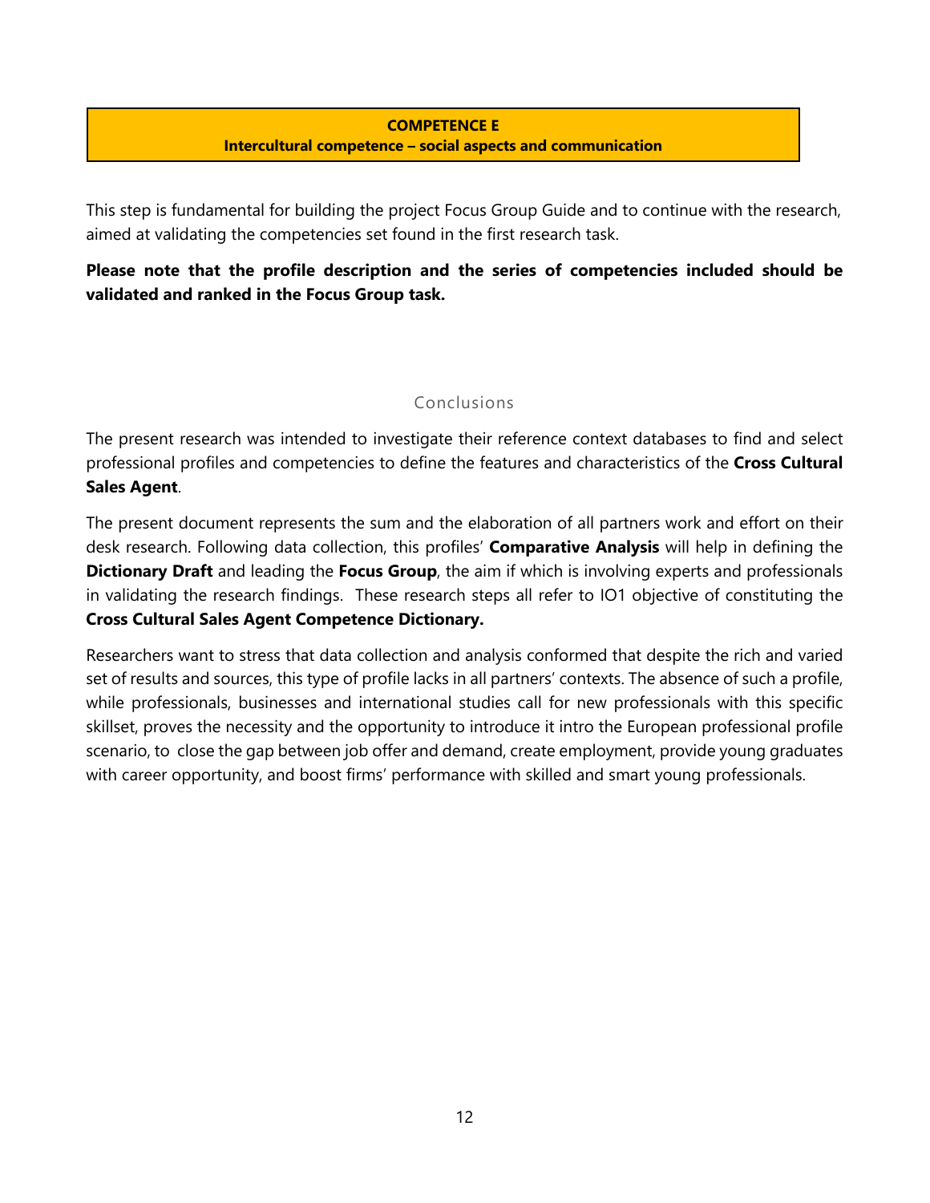**COMPETENCE E**
**Intercultural competence – social aspects and communication**

This step is fundamental for building the project Focus Group Guide and to continue with the research, aimed at validating the competencies set found in the first research task.

**Please note that the profile description and the series of competencies included should be validated and ranked in the Focus Group task.**

## Conclusions

The present research was intended to investigate their reference context databases to find and select professional profiles and competencies to define the features and characteristics of the **Cross Cultural Sales Agent**.

The present document represents the sum and the elaboration of all partners work and effort on their desk research. Following data collection, this profiles' **Comparative Analysis** will help in defining the **Dictionary Draft** and leading the **Focus Group**, the aim if which is involving experts and professionals in validating the research findings. These research steps all refer to IO1 objective of constituting the **Cross Cultural Sales Agent Competence Dictionary.**

Researchers want to stress that data collection and analysis conformed that despite the rich and varied set of results and sources, this type of profile lacks in all partners' contexts. The absence of such a profile, while professionals, businesses and international studies call for new professionals with this specific skillset, proves the necessity and the opportunity to introduce it intro the European professional profile scenario, to close the gap between job offer and demand, create employment, provide young graduates with career opportunity, and boost firms' performance with skilled and smart young professionals.